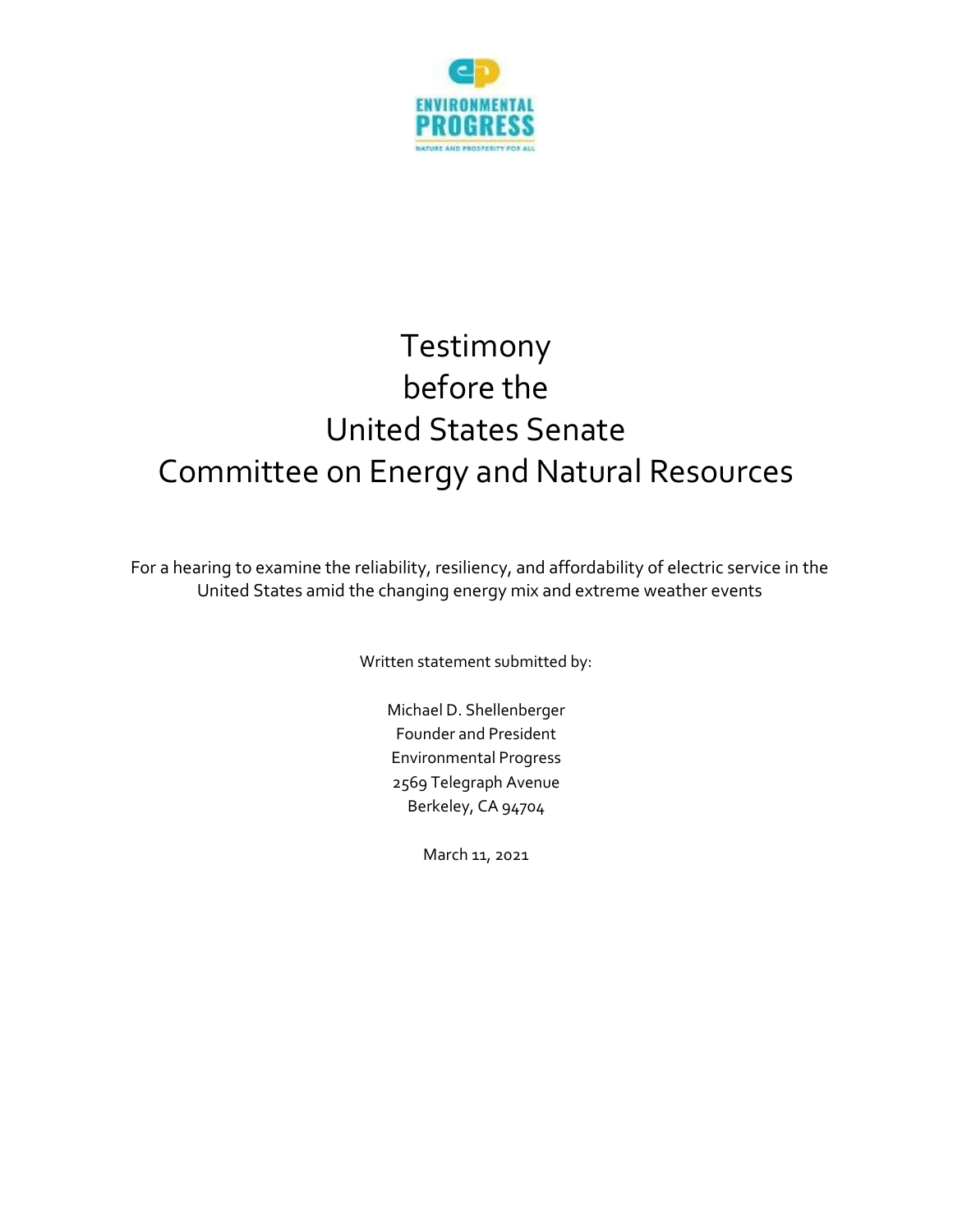ENVIRONMENTAL PROGRESS

NATURE AND PROSPERITY FOR ALL

# Testimony before the United States Senate Committee on Energy and Natural Resources

For a hearing to examine the reliability, resiliency, and affordability of electric service in the United States amid the changing energy mix and extreme weather events

Written statement submitted by:

Michael D. Shellenberger
Founder and President
Environmental Progress
2569 Telegraph Avenue
Berkeley, CA 94704

March 11, 2021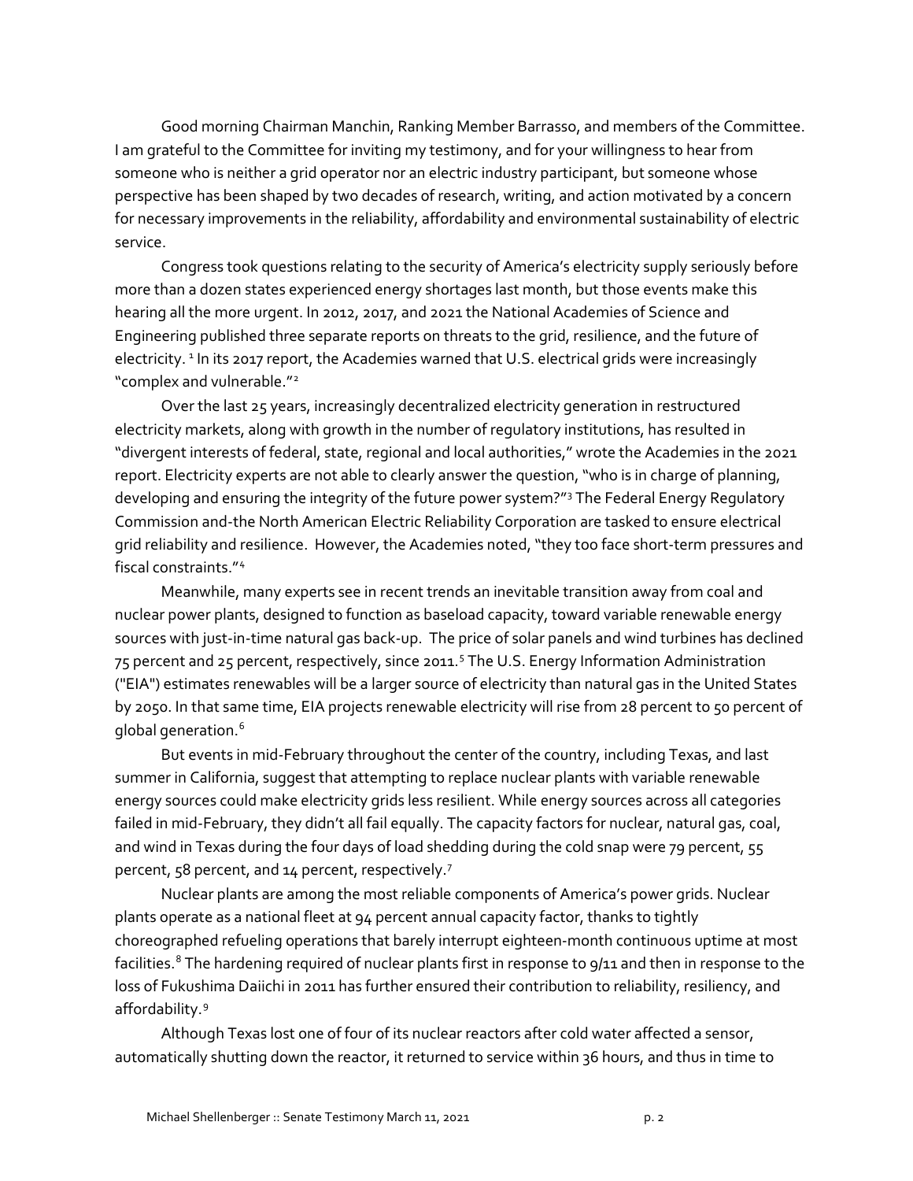Good morning Chairman Manchin, Ranking Member Barrasso, and members of the Committee. I am grateful to the Committee for inviting my testimony, and for your willingness to hear from someone who is neither a grid operator nor an electric industry participant, but someone whose perspective has been shaped by two decades of research, writing, and action motivated by a concern for necessary improvements in the reliability, affordability and environmental sustainability of electric service.

Congress took questions relating to the security of America's electricity supply seriously before more than a dozen states experienced energy shortages last month, but those events make this hearing all the more urgent. In 2012, 2017, and 2021 the National Academies of Science and Engineering published three separate reports on threats to the grid, resilience, and the future of electricity. [1] In its 2017 report, the Academies warned that U.S. electrical grids were increasingly "complex and vulnerable."[2]

Over the last 25 years, increasingly decentralized electricity generation in restructured electricity markets, along with growth in the number of regulatory institutions, has resulted in "divergent interests of federal, state, regional and local authorities," wrote the Academies in the 2021 report. Electricity experts are not able to clearly answer the question, "who is in charge of planning, developing and ensuring the integrity of the future power system?"[3] The Federal Energy Regulatory Commission and-the North American Electric Reliability Corporation are tasked to ensure electrical grid reliability and resilience. However, the Academies noted, "they too face short-term pressures and fiscal constraints."[4]

Meanwhile, many experts see in recent trends an inevitable transition away from coal and nuclear power plants, designed to function as baseload capacity, toward variable renewable energy sources with just-in-time natural gas back-up. The price of solar panels and wind turbines has declined 75 percent and 25 percent, respectively, since 2011.[5] The U.S. Energy Information Administration ("EIA") estimates renewables will be a larger source of electricity than natural gas in the United States by 2050. In that same time, EIA projects renewable electricity will rise from 28 percent to 50 percent of global generation.[6]

But events in mid-February throughout the center of the country, including Texas, and last summer in California, suggest that attempting to replace nuclear plants with variable renewable energy sources could make electricity grids less resilient. While energy sources across all categories failed in mid-February, they didn't all fail equally. The capacity factors for nuclear, natural gas, coal, and wind in Texas during the four days of load shedding during the cold snap were 79 percent, 55 percent, 58 percent, and 14 percent, respectively.[7]

Nuclear plants are among the most reliable components of America's power grids. Nuclear plants operate as a national fleet at 94 percent annual capacity factor, thanks to tightly choreographed refueling operations that barely interrupt eighteen-month continuous uptime at most facilities.[8] The hardening required of nuclear plants first in response to 9/11 and then in response to the loss of Fukushima Daiichi in 2011 has further ensured their contribution to reliability, resiliency, and affordability.[9]

Although Texas lost one of four of its nuclear reactors after cold water affected a sensor, automatically shutting down the reactor, it returned to service within 36 hours, and thus in time to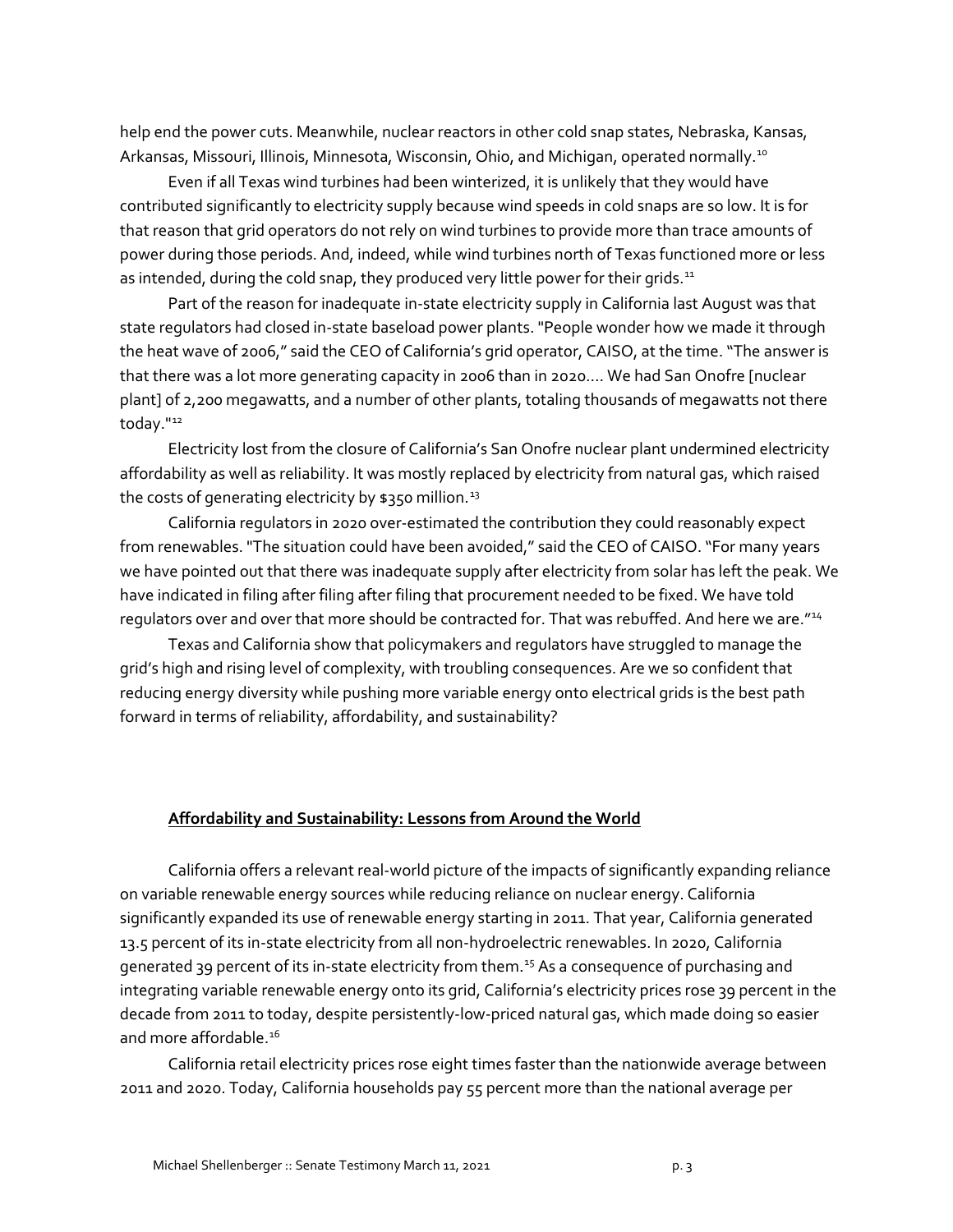help end the power cuts. Meanwhile, nuclear reactors in other cold snap states, Nebraska, Kansas, Arkansas, Missouri, Illinois, Minnesota, Wisconsin, Ohio, and Michigan, operated normally.[10]

Even if all Texas wind turbines had been winterized, it is unlikely that they would have contributed significantly to electricity supply because wind speeds in cold snaps are so low. It is for that reason that grid operators do not rely on wind turbines to provide more than trace amounts of power during those periods. And, indeed, while wind turbines north of Texas functioned more or less as intended, during the cold snap, they produced very little power for their grids.[11]

Part of the reason for inadequate in-state electricity supply in California last August was that state regulators had closed in-state baseload power plants. "People wonder how we made it through the heat wave of 2006," said the CEO of California's grid operator, CAISO, at the time. "The answer is that there was a lot more generating capacity in 2006 than in 2020.... We had San Onofre [nuclear plant] of 2,200 megawatts, and a number of other plants, totaling thousands of megawatts not there today."[12]

Electricity lost from the closure of California's San Onofre nuclear plant undermined electricity affordability as well as reliability. It was mostly replaced by electricity from natural gas, which raised the costs of generating electricity by $350 million.[13]

California regulators in 2020 over-estimated the contribution they could reasonably expect from renewables. "The situation could have been avoided," said the CEO of CAISO. "For many years we have pointed out that there was inadequate supply after electricity from solar has left the peak. We have indicated in filing after filing after filing that procurement needed to be fixed. We have told regulators over and over that more should be contracted for. That was rebuffed. And here we are."[14]

Texas and California show that policymakers and regulators have struggled to manage the grid's high and rising level of complexity, with troubling consequences. Are we so confident that reducing energy diversity while pushing more variable energy onto electrical grids is the best path forward in terms of reliability, affordability, and sustainability?

## **Affordability and Sustainability: Lessons from Around the World**

California offers a relevant real-world picture of the impacts of significantly expanding reliance on variable renewable energy sources while reducing reliance on nuclear energy. California significantly expanded its use of renewable energy starting in 2011. That year, California generated 13.5 percent of its in-state electricity from all non-hydroelectric renewables. In 2020, California generated 39 percent of its in-state electricity from them.[15] As a consequence of purchasing and integrating variable renewable energy onto its grid, California's electricity prices rose 39 percent in the decade from 2011 to today, despite persistently-low-priced natural gas, which made doing so easier and more affordable.[16]

California retail electricity prices rose eight times faster than the nationwide average between 2011 and 2020. Today, California households pay 55 percent more than the national average per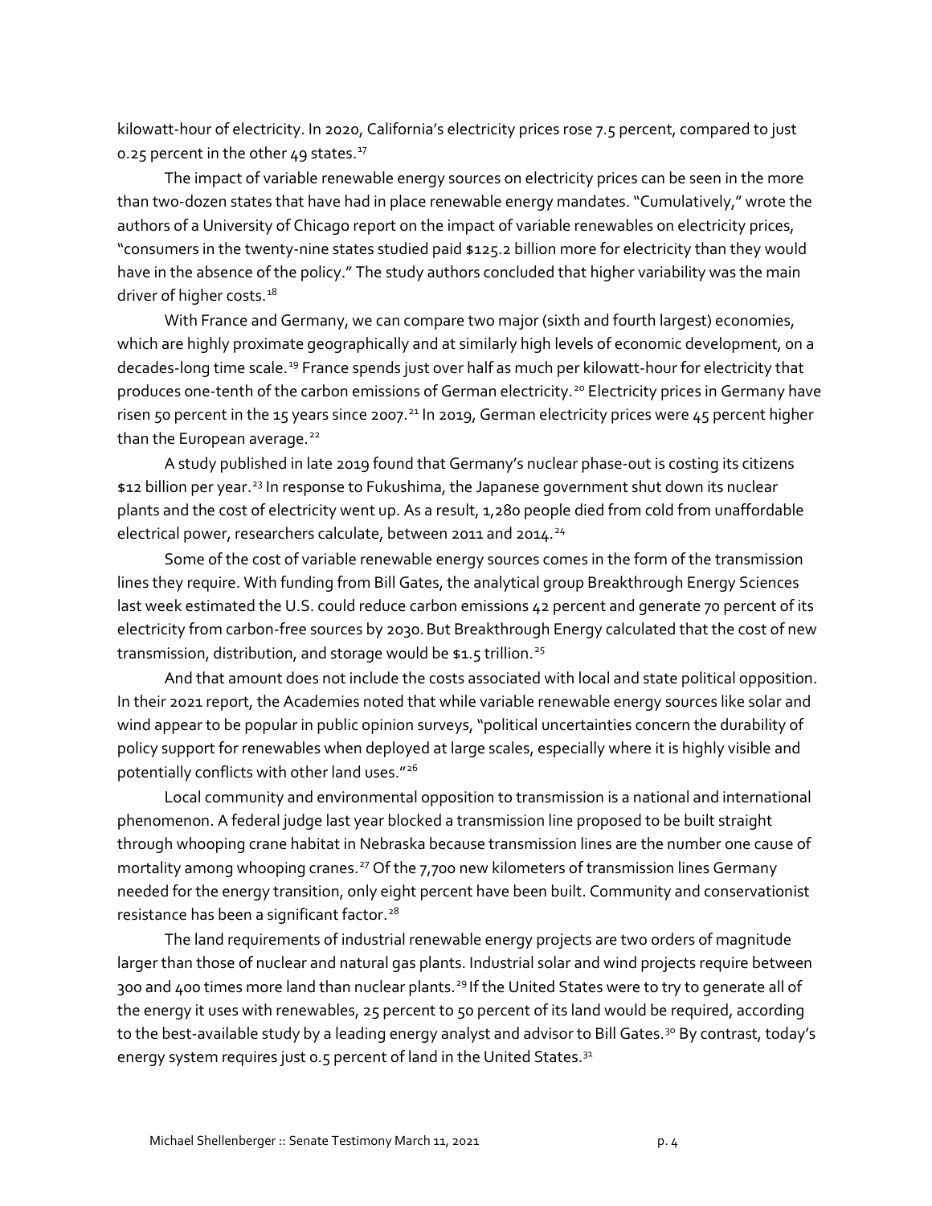kilowatt-hour of electricity. In 2020, California's electricity prices rose 7.5 percent, compared to just 0.25 percent in the other 49 states.[17]

The impact of variable renewable energy sources on electricity prices can be seen in the more than two-dozen states that have had in place renewable energy mandates. "Cumulatively," wrote the authors of a University of Chicago report on the impact of variable renewables on electricity prices, "consumers in the twenty-nine states studied paid $125.2 billion more for electricity than they would have in the absence of the policy." The study authors concluded that higher variability was the main driver of higher costs.[18]

With France and Germany, we can compare two major (sixth and fourth largest) economies, which are highly proximate geographically and at similarly high levels of economic development, on a decades-long time scale.[19] France spends just over half as much per kilowatt-hour for electricity that produces one-tenth of the carbon emissions of German electricity.[20] Electricity prices in Germany have risen 50 percent in the 15 years since 2007.[21] In 2019, German electricity prices were 45 percent higher than the European average.[22]

A study published in late 2019 found that Germany's nuclear phase-out is costing its citizens $12 billion per year.[23] In response to Fukushima, the Japanese government shut down its nuclear plants and the cost of electricity went up. As a result, 1,280 people died from cold from unaffordable electrical power, researchers calculate, between 2011 and 2014.[24]

Some of the cost of variable renewable energy sources comes in the form of the transmission lines they require. With funding from Bill Gates, the analytical group Breakthrough Energy Sciences last week estimated the U.S. could reduce carbon emissions 42 percent and generate 70 percent of its electricity from carbon-free sources by 2030. But Breakthrough Energy calculated that the cost of new transmission, distribution, and storage would be $1.5 trillion.[25]

And that amount does not include the costs associated with local and state political opposition. In their 2021 report, the Academies noted that while variable renewable energy sources like solar and wind appear to be popular in public opinion surveys, "political uncertainties concern the durability of policy support for renewables when deployed at large scales, especially where it is highly visible and potentially conflicts with other land uses."[26]

Local community and environmental opposition to transmission is a national and international phenomenon. A federal judge last year blocked a transmission line proposed to be built straight through whooping crane habitat in Nebraska because transmission lines are the number one cause of mortality among whooping cranes.[27] Of the 7,700 new kilometers of transmission lines Germany needed for the energy transition, only eight percent have been built. Community and conservationist resistance has been a significant factor.[28]

The land requirements of industrial renewable energy projects are two orders of magnitude larger than those of nuclear and natural gas plants. Industrial solar and wind projects require between 300 and 400 times more land than nuclear plants.[29] If the United States were to try to generate all of the energy it uses with renewables, 25 percent to 50 percent of its land would be required, according to the best-available study by a leading energy analyst and advisor to Bill Gates.[30] By contrast, today's energy system requires just 0.5 percent of land in the United States.[31]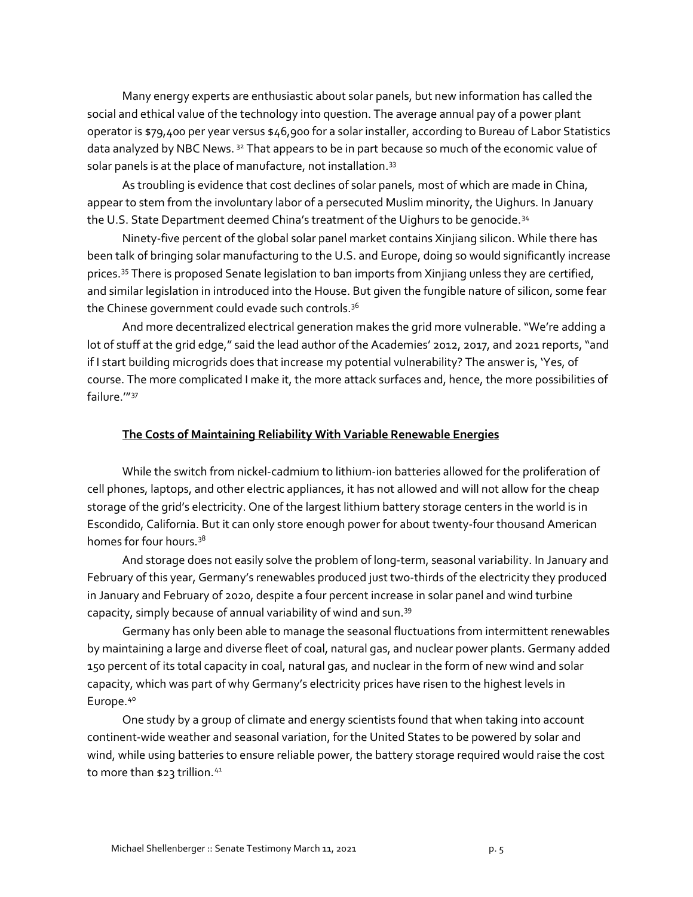Many energy experts are enthusiastic about solar panels, but new information has called the social and ethical value of the technology into question. The average annual pay of a power plant operator is $79,400 per year versus $46,900 for a solar installer, according to Bureau of Labor Statistics data analyzed by NBC News. [32] That appears to be in part because so much of the economic value of solar panels is at the place of manufacture, not installation.[33]

As troubling is evidence that cost declines of solar panels, most of which are made in China, appear to stem from the involuntary labor of a persecuted Muslim minority, the Uighurs. In January the U.S. State Department deemed China's treatment of the Uighurs to be genocide.[34]

Ninety-five percent of the global solar panel market contains Xinjiang silicon. While there has been talk of bringing solar manufacturing to the U.S. and Europe, doing so would significantly increase prices.[35] There is proposed Senate legislation to ban imports from Xinjiang unless they are certified, and similar legislation in introduced into the House. But given the fungible nature of silicon, some fear the Chinese government could evade such controls.[36]

And more decentralized electrical generation makes the grid more vulnerable. "We're adding a lot of stuff at the grid edge," said the lead author of the Academies' 2012, 2017, and 2021 reports, "and if I start building microgrids does that increase my potential vulnerability? The answer is, 'Yes, of course. The more complicated I make it, the more attack surfaces and, hence, the more possibilities of failure.'"[37]

**The Costs of Maintaining Reliability With Variable Renewable Energies**

While the switch from nickel-cadmium to lithium-ion batteries allowed for the proliferation of cell phones, laptops, and other electric appliances, it has not allowed and will not allow for the cheap storage of the grid's electricity. One of the largest lithium battery storage centers in the world is in Escondido, California. But it can only store enough power for about twenty-four thousand American homes for four hours.[38]

And storage does not easily solve the problem of long-term, seasonal variability. In January and February of this year, Germany's renewables produced just two-thirds of the electricity they produced in January and February of 2020, despite a four percent increase in solar panel and wind turbine capacity, simply because of annual variability of wind and sun.[39]

Germany has only been able to manage the seasonal fluctuations from intermittent renewables by maintaining a large and diverse fleet of coal, natural gas, and nuclear power plants. Germany added 150 percent of its total capacity in coal, natural gas, and nuclear in the form of new wind and solar capacity, which was part of why Germany's electricity prices have risen to the highest levels in Europe.[40]

One study by a group of climate and energy scientists found that when taking into account continent-wide weather and seasonal variation, for the United States to be powered by solar and wind, while using batteries to ensure reliable power, the battery storage required would raise the cost to more than $23 trillion.[41]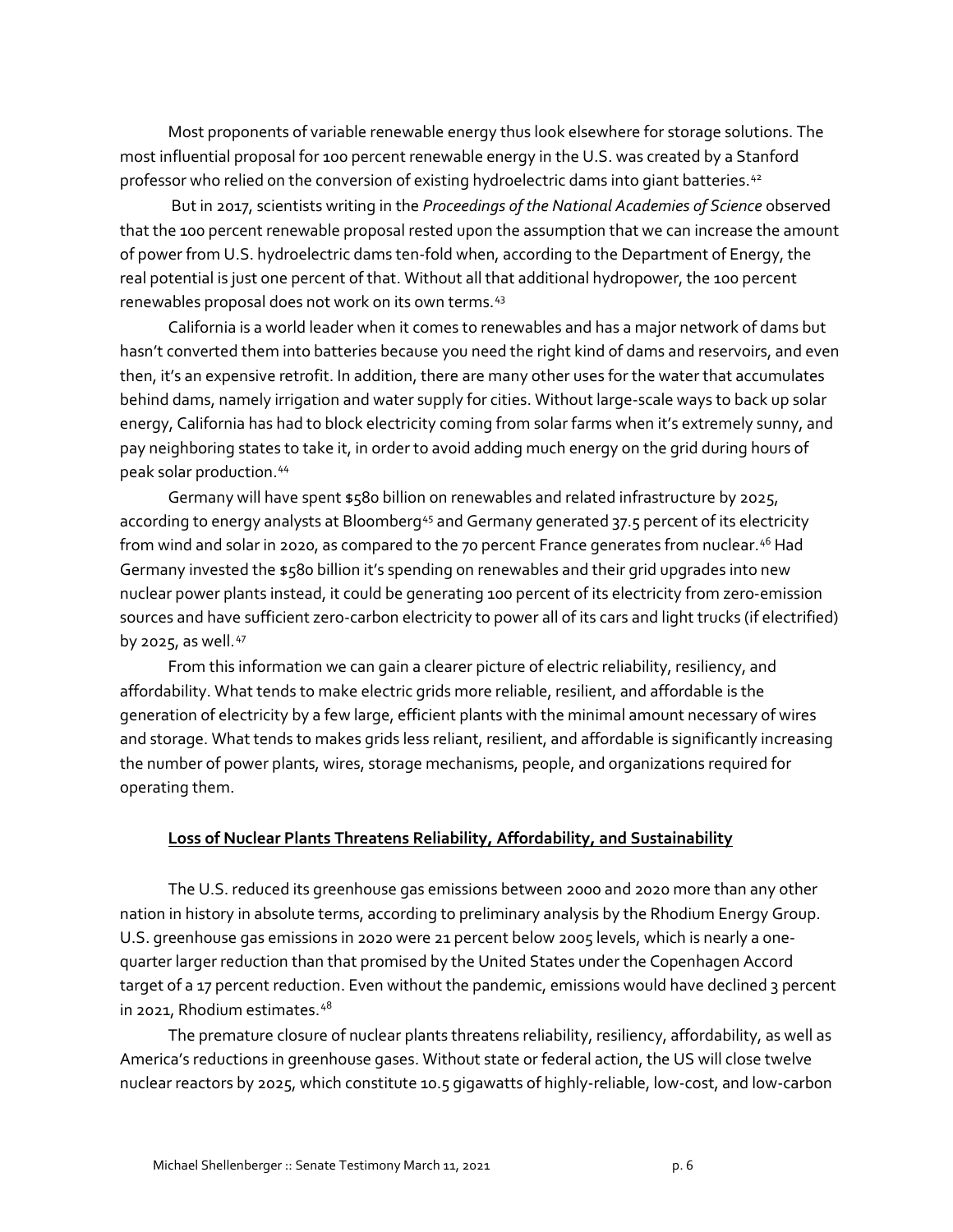Most proponents of variable renewable energy thus look elsewhere for storage solutions. The most influential proposal for 100 percent renewable energy in the U.S. was created by a Stanford professor who relied on the conversion of existing hydroelectric dams into giant batteries.[42]

But in 2017, scientists writing in the *Proceedings of the National Academies of Science* observed that the 100 percent renewable proposal rested upon the assumption that we can increase the amount of power from U.S. hydroelectric dams ten-fold when, according to the Department of Energy, the real potential is just one percent of that. Without all that additional hydropower, the 100 percent renewables proposal does not work on its own terms.[43]

California is a world leader when it comes to renewables and has a major network of dams but hasn't converted them into batteries because you need the right kind of dams and reservoirs, and even then, it's an expensive retrofit. In addition, there are many other uses for the water that accumulates behind dams, namely irrigation and water supply for cities. Without large-scale ways to back up solar energy, California has had to block electricity coming from solar farms when it's extremely sunny, and pay neighboring states to take it, in order to avoid adding much energy on the grid during hours of peak solar production.[44]

Germany will have spent $580 billion on renewables and related infrastructure by 2025, according to energy analysts at Bloomberg[45] and Germany generated 37.5 percent of its electricity from wind and solar in 2020, as compared to the 70 percent France generates from nuclear.[46] Had Germany invested the $580 billion it's spending on renewables and their grid upgrades into new nuclear power plants instead, it could be generating 100 percent of its electricity from zero-emission sources and have sufficient zero-carbon electricity to power all of its cars and light trucks (if electrified) by 2025, as well.[47]

From this information we can gain a clearer picture of electric reliability, resiliency, and affordability. What tends to make electric grids more reliable, resilient, and affordable is the generation of electricity by a few large, efficient plants with the minimal amount necessary of wires and storage. What tends to makes grids less reliant, resilient, and affordable is significantly increasing the number of power plants, wires, storage mechanisms, people, and organizations required for operating them.

**<u>Loss of Nuclear Plants Threatens Reliability, Affordability, and Sustainability</u>**

The U.S. reduced its greenhouse gas emissions between 2000 and 2020 more than any other nation in history in absolute terms, according to preliminary analysis by the Rhodium Energy Group. U.S. greenhouse gas emissions in 2020 were 21 percent below 2005 levels, which is nearly a one-quarter larger reduction than that promised by the United States under the Copenhagen Accord target of a 17 percent reduction. Even without the pandemic, emissions would have declined 3 percent in 2021, Rhodium estimates.[48]

The premature closure of nuclear plants threatens reliability, resiliency, affordability, as well as America's reductions in greenhouse gases. Without state or federal action, the US will close twelve nuclear reactors by 2025, which constitute 10.5 gigawatts of highly-reliable, low-cost, and low-carbon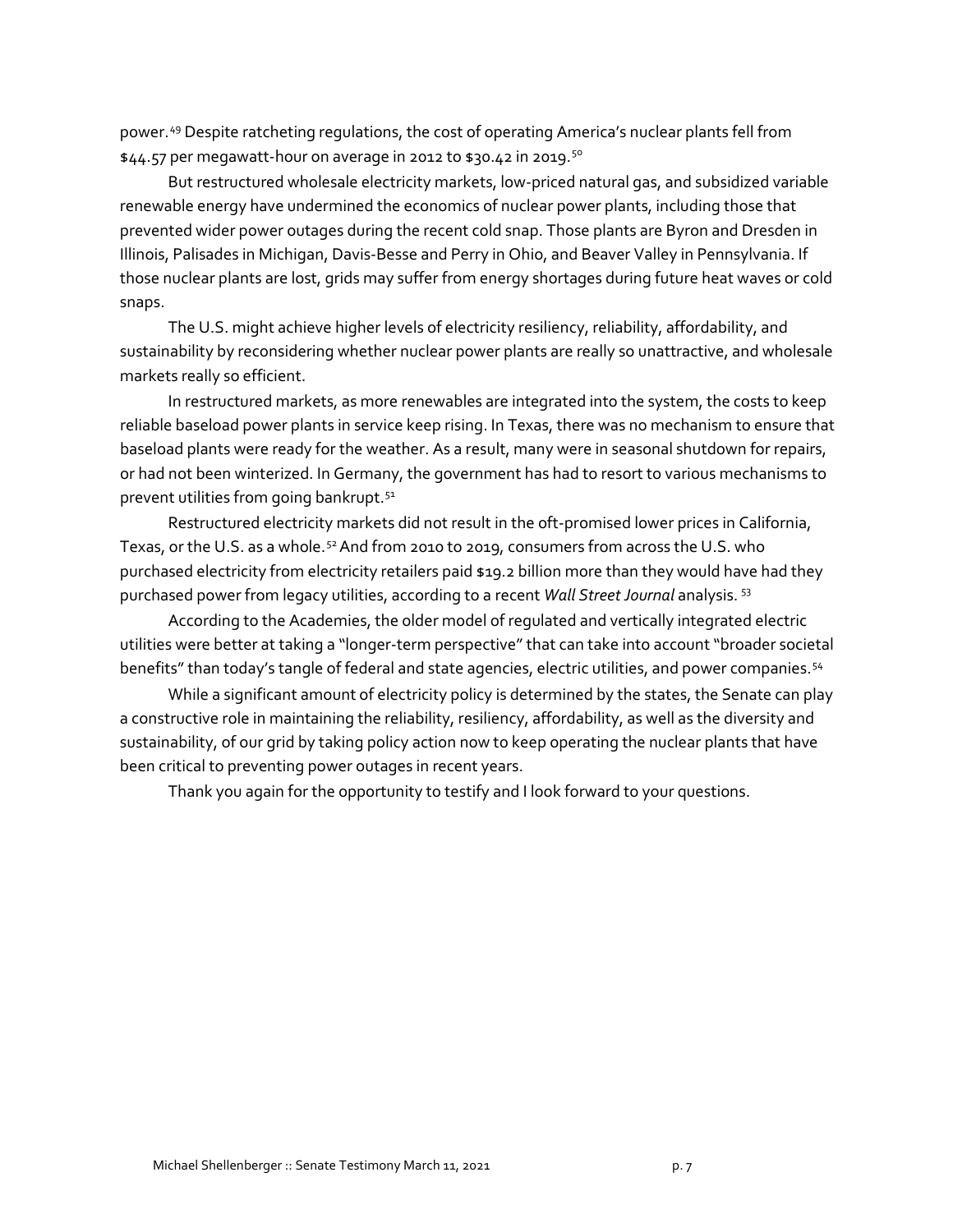power.[49] Despite ratcheting regulations, the cost of operating America's nuclear plants fell from $44.57 per megawatt-hour on average in 2012 to $30.42 in 2019.[50]

But restructured wholesale electricity markets, low-priced natural gas, and subsidized variable renewable energy have undermined the economics of nuclear power plants, including those that prevented wider power outages during the recent cold snap. Those plants are Byron and Dresden in Illinois, Palisades in Michigan, Davis-Besse and Perry in Ohio, and Beaver Valley in Pennsylvania. If those nuclear plants are lost, grids may suffer from energy shortages during future heat waves or cold snaps.

The U.S. might achieve higher levels of electricity resiliency, reliability, affordability, and sustainability by reconsidering whether nuclear power plants are really so unattractive, and wholesale markets really so efficient.

In restructured markets, as more renewables are integrated into the system, the costs to keep reliable baseload power plants in service keep rising. In Texas, there was no mechanism to ensure that baseload plants were ready for the weather. As a result, many were in seasonal shutdown for repairs, or had not been winterized. In Germany, the government has had to resort to various mechanisms to prevent utilities from going bankrupt.[51]

Restructured electricity markets did not result in the oft-promised lower prices in California, Texas, or the U.S. as a whole.[52] And from 2010 to 2019, consumers from across the U.S. who purchased electricity from electricity retailers paid $19.2 billion more than they would have had they purchased power from legacy utilities, according to a recent *Wall Street Journal* analysis.[53]

According to the Academies, the older model of regulated and vertically integrated electric utilities were better at taking a "longer-term perspective" that can take into account "broader societal benefits" than today's tangle of federal and state agencies, electric utilities, and power companies.[54]

While a significant amount of electricity policy is determined by the states, the Senate can play a constructive role in maintaining the reliability, resiliency, affordability, as well as the diversity and sustainability, of our grid by taking policy action now to keep operating the nuclear plants that have been critical to preventing power outages in recent years.

Thank you again for the opportunity to testify and I look forward to your questions.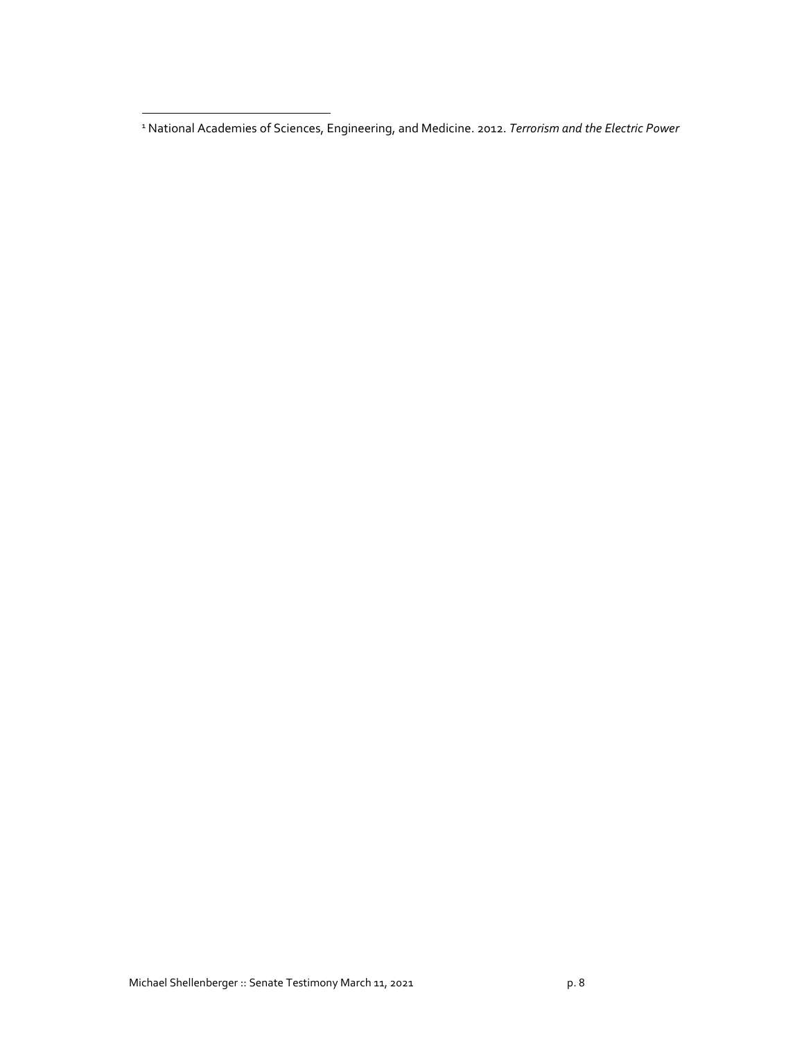[1] National Academies of Sciences, Engineering, and Medicine. 2012. *Terrorism and the Electric Power*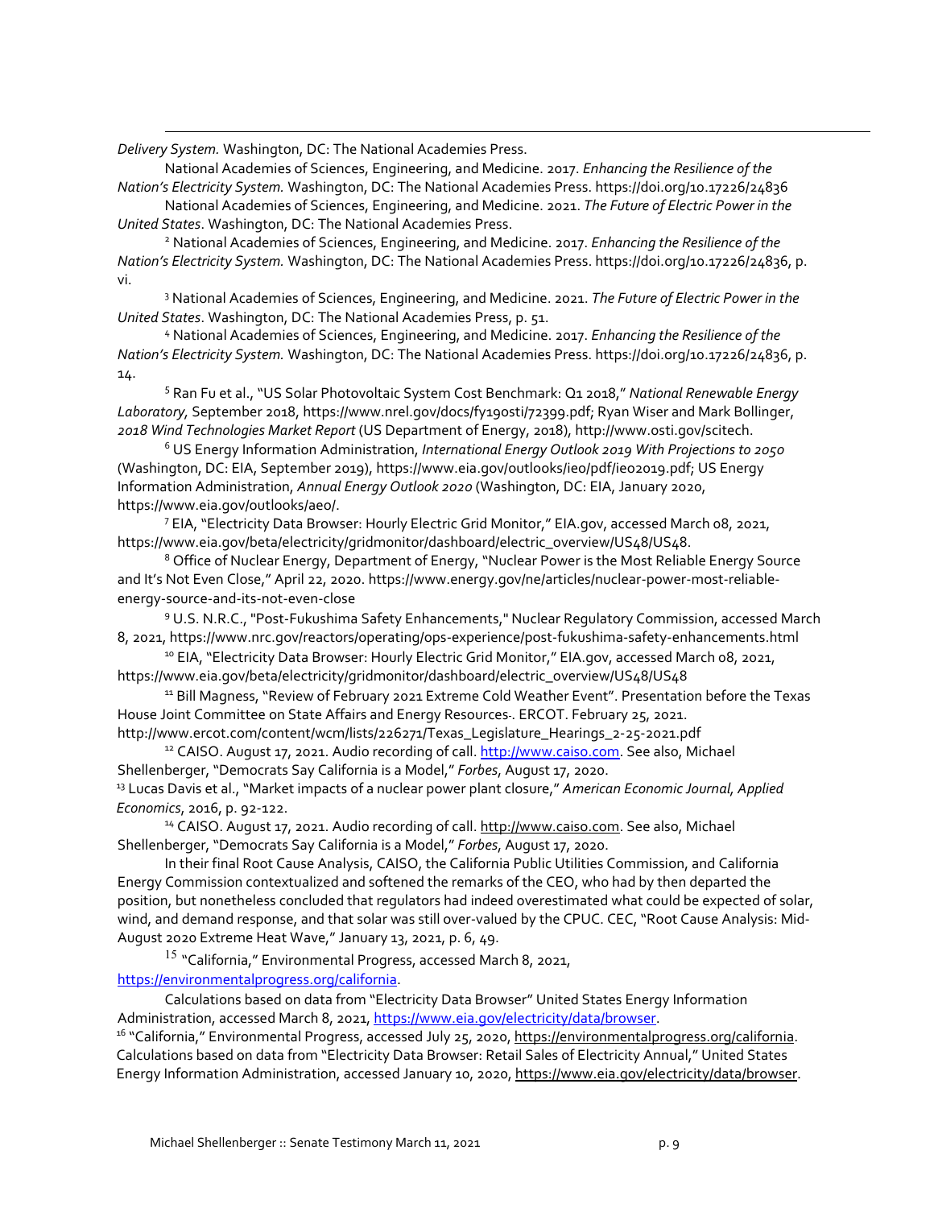*Delivery System.* Washington, DC: The National Academies Press.

National Academies of Sciences, Engineering, and Medicine. 2017. *Enhancing the Resilience of the Nation's Electricity System.* Washington, DC: The National Academies Press. https://doi.org/10.17226/24836

National Academies of Sciences, Engineering, and Medicine. 2021. *The Future of Electric Power in the United States*. Washington, DC: The National Academies Press.

[2] National Academies of Sciences, Engineering, and Medicine. 2017. *Enhancing the Resilience of the Nation's Electricity System.* Washington, DC: The National Academies Press. https://doi.org/10.17226/24836, p. vi.

[3] National Academies of Sciences, Engineering, and Medicine. 2021. *The Future of Electric Power in the United States*. Washington, DC: The National Academies Press, p. 51.

[4] National Academies of Sciences, Engineering, and Medicine. 2017. *Enhancing the Resilience of the Nation's Electricity System.* Washington, DC: The National Academies Press. https://doi.org/10.17226/24836, p. 14.

[5] Ran Fu et al., "US Solar Photovoltaic System Cost Benchmark: Q1 2018," *National Renewable Energy Laboratory,* September 2018, https://www.nrel.gov/docs/fy19osti/72399.pdf; Ryan Wiser and Mark Bollinger, *2018 Wind Technologies Market Report* (US Department of Energy, 2018), http://www.osti.gov/scitech.

[6] US Energy Information Administration, *International Energy Outlook 2019 With Projections to 2050* (Washington, DC: EIA, September 2019), https://www.eia.gov/outlooks/ieo/pdf/ieo2019.pdf; US Energy Information Administration, *Annual Energy Outlook 2020* (Washington, DC: EIA, January 2020, https://www.eia.gov/outlooks/aeo/.

[7] EIA, "Electricity Data Browser: Hourly Electric Grid Monitor," EIA.gov, accessed March 08, 2021, https://www.eia.gov/beta/electricity/gridmonitor/dashboard/electric_overview/US48/US48.

[8] Office of Nuclear Energy, Department of Energy, "Nuclear Power is the Most Reliable Energy Source and It's Not Even Close," April 22, 2020. https://www.energy.gov/ne/articles/nuclear-power-most-reliable-energy-source-and-its-not-even-close

[9] U.S. N.R.C., "Post-Fukushima Safety Enhancements," Nuclear Regulatory Commission, accessed March 8, 2021, https://www.nrc.gov/reactors/operating/ops-experience/post-fukushima-safety-enhancements.html

[10] EIA, "Electricity Data Browser: Hourly Electric Grid Monitor," EIA.gov, accessed March 08, 2021, https://www.eia.gov/beta/electricity/gridmonitor/dashboard/electric_overview/US48/US48

[11] Bill Magness, "Review of February 2021 Extreme Cold Weather Event". Presentation before the Texas House Joint Committee on State Affairs and Energy Resources-. ERCOT. February 25, 2021. http://www.ercot.com/content/wcm/lists/226271/Texas_Legislature_Hearings_2-25-2021.pdf

[12] CAISO. August 17, 2021. Audio recording of call. http://www.caiso.com. See also, Michael Shellenberger, "Democrats Say California is a Model," *Forbes*, August 17, 2020.

[13] Lucas Davis et al., "Market impacts of a nuclear power plant closure," *American Economic Journal, Applied Economics*, 2016, p. 92-122.

[14] CAISO. August 17, 2021. Audio recording of call. http://www.caiso.com. See also, Michael Shellenberger, "Democrats Say California is a Model," *Forbes*, August 17, 2020.

In their final Root Cause Analysis, CAISO, the California Public Utilities Commission, and California Energy Commission contextualized and softened the remarks of the CEO, who had by then departed the position, but nonetheless concluded that regulators had indeed overestimated what could be expected of solar, wind, and demand response, and that solar was still over-valued by the CPUC. CEC, "Root Cause Analysis: Mid-August 2020 Extreme Heat Wave," January 13, 2021, p. 6, 49.

[15] "California," Environmental Progress, accessed March 8, 2021, https://environmentalprogress.org/california.

Calculations based on data from "Electricity Data Browser" United States Energy Information Administration, accessed March 8, 2021, https://www.eia.gov/electricity/data/browser.

[16] "California," Environmental Progress, accessed July 25, 2020, https://environmentalprogress.org/california. Calculations based on data from "Electricity Data Browser: Retail Sales of Electricity Annual," United States Energy Information Administration, accessed January 10, 2020, https://www.eia.gov/electricity/data/browser.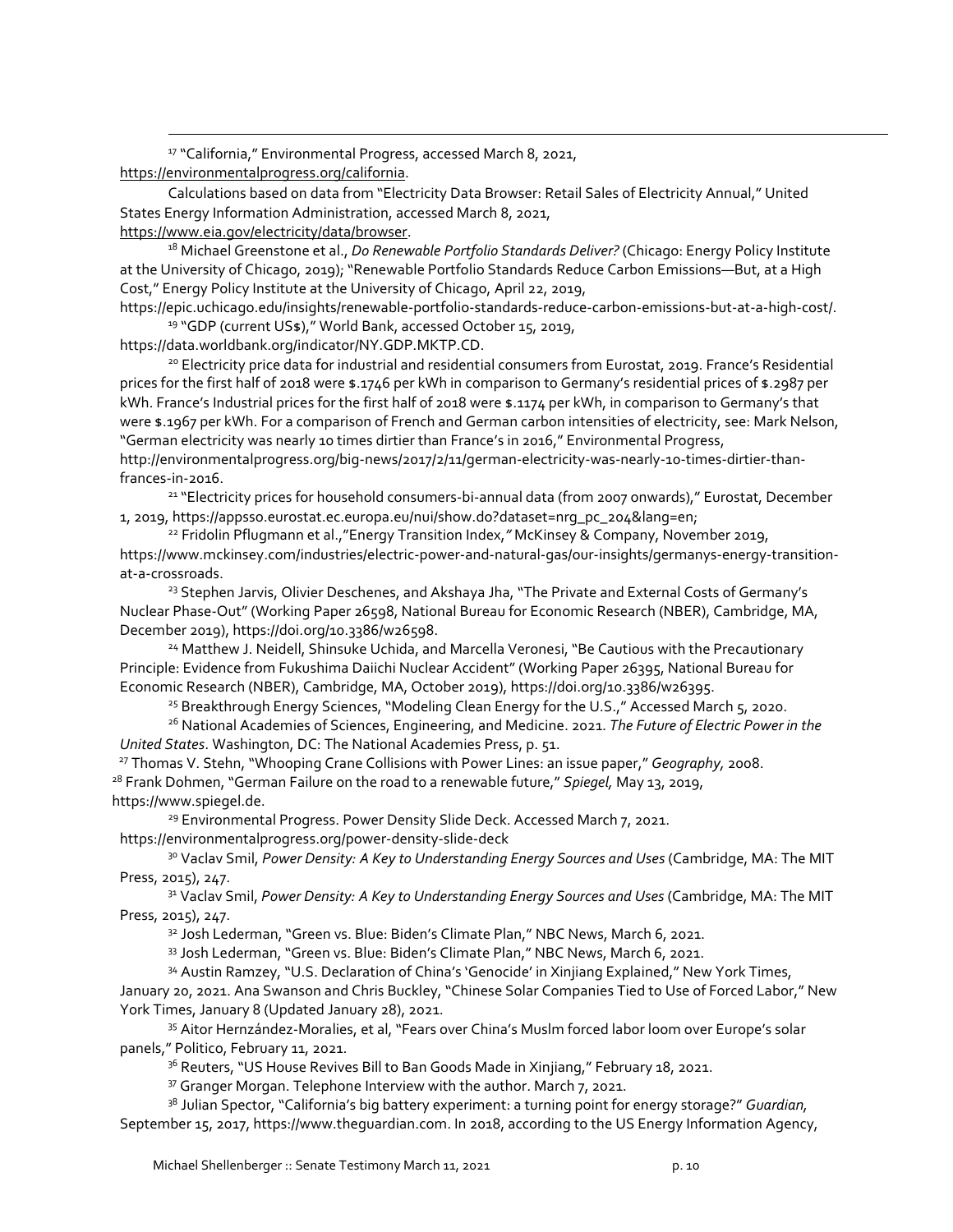[17] "California," Environmental Progress, accessed March 8, 2021, https://environmentalprogress.org/california.

Calculations based on data from "Electricity Data Browser: Retail Sales of Electricity Annual," United States Energy Information Administration, accessed March 8, 2021, https://www.eia.gov/electricity/data/browser.

[18] Michael Greenstone et al., *Do Renewable Portfolio Standards Deliver?* (Chicago: Energy Policy Institute at the University of Chicago, 2019); "Renewable Portfolio Standards Reduce Carbon Emissions—But, at a High Cost," Energy Policy Institute at the University of Chicago, April 22, 2019, https://epic.uchicago.edu/insights/renewable-portfolio-standards-reduce-carbon-emissions-but-at-a-high-cost/.

[19] "GDP (current US$)," World Bank, accessed October 15, 2019, https://data.worldbank.org/indicator/NY.GDP.MKTP.CD.

[20] Electricity price data for industrial and residential consumers from Eurostat, 2019. France's Residential prices for the first half of 2018 were $.1746 per kWh in comparison to Germany's residential prices of $.2987 per kWh. France's Industrial prices for the first half of 2018 were $.1174 per kWh, in comparison to Germany's that were $.1967 per kWh. For a comparison of French and German carbon intensities of electricity, see: Mark Nelson, "German electricity was nearly 10 times dirtier than France's in 2016," Environmental Progress, http://environmentalprogress.org/big-news/2017/2/11/german-electricity-was-nearly-10-times-dirtier-than-frances-in-2016.

[21] "Electricity prices for household consumers-bi-annual data (from 2007 onwards)," Eurostat, December 1, 2019, https://appsso.eurostat.ec.europa.eu/nui/show.do?dataset=nrg_pc_204&lang=en;

[22] Fridolin Pflugmann et al.,"Energy Transition Index,*"* McKinsey & Company, November 2019, https://www.mckinsey.com/industries/electric-power-and-natural-gas/our-insights/germanys-energy-transition-at-a-crossroads.

[23] Stephen Jarvis, Olivier Deschenes, and Akshaya Jha, "The Private and External Costs of Germany's Nuclear Phase-Out" (Working Paper 26598, National Bureau for Economic Research (NBER), Cambridge, MA, December 2019), https://doi.org/10.3386/w26598.

[24] Matthew J. Neidell, Shinsuke Uchida, and Marcella Veronesi, "Be Cautious with the Precautionary Principle: Evidence from Fukushima Daiichi Nuclear Accident" (Working Paper 26395, National Bureau for Economic Research (NBER), Cambridge, MA, October 2019), https://doi.org/10.3386/w26395.

[25] Breakthrough Energy Sciences, "Modeling Clean Energy for the U.S.," Accessed March 5, 2020.

[26] National Academies of Sciences, Engineering, and Medicine. 2021. *The Future of Electric Power in the United States*. Washington, DC: The National Academies Press, p. 51.

[27] Thomas V. Stehn, "Whooping Crane Collisions with Power Lines: an issue paper," *Geography,* 2008.

[28] Frank Dohmen, "German Failure on the road to a renewable future," *Spiegel,* May 13, 2019, https://www.spiegel.de.

[29] Environmental Progress. Power Density Slide Deck. Accessed March 7, 2021. https://environmentalprogress.org/power-density-slide-deck

[30] Vaclav Smil, *Power Density: A Key to Understanding Energy Sources and Uses* (Cambridge, MA: The MIT Press, 2015), 247.

[31] Vaclav Smil, *Power Density: A Key to Understanding Energy Sources and Uses* (Cambridge, MA: The MIT Press, 2015), 247.

[32] Josh Lederman, "Green vs. Blue: Biden's Climate Plan," NBC News, March 6, 2021.

[33] Josh Lederman, "Green vs. Blue: Biden's Climate Plan," NBC News, March 6, 2021.

[34] Austin Ramzey, "U.S. Declaration of China's 'Genocide' in Xinjiang Explained," New York Times, January 20, 2021. Ana Swanson and Chris Buckley, "Chinese Solar Companies Tied to Use of Forced Labor," New York Times, January 8 (Updated January 28), 2021.

[35] Aitor Hernzández-Moralies, et al, "Fears over China's Muslm forced labor loom over Europe's solar panels," Politico, February 11, 2021.

[36] Reuters, "US House Revives Bill to Ban Goods Made in Xinjiang," February 18, 2021.

[37] Granger Morgan. Telephone Interview with the author. March 7, 2021.

[38] Julian Spector, "California's big battery experiment: a turning point for energy storage?" *Guardian,* September 15, 2017, https://www.theguardian.com. In 2018, according to the US Energy Information Agency,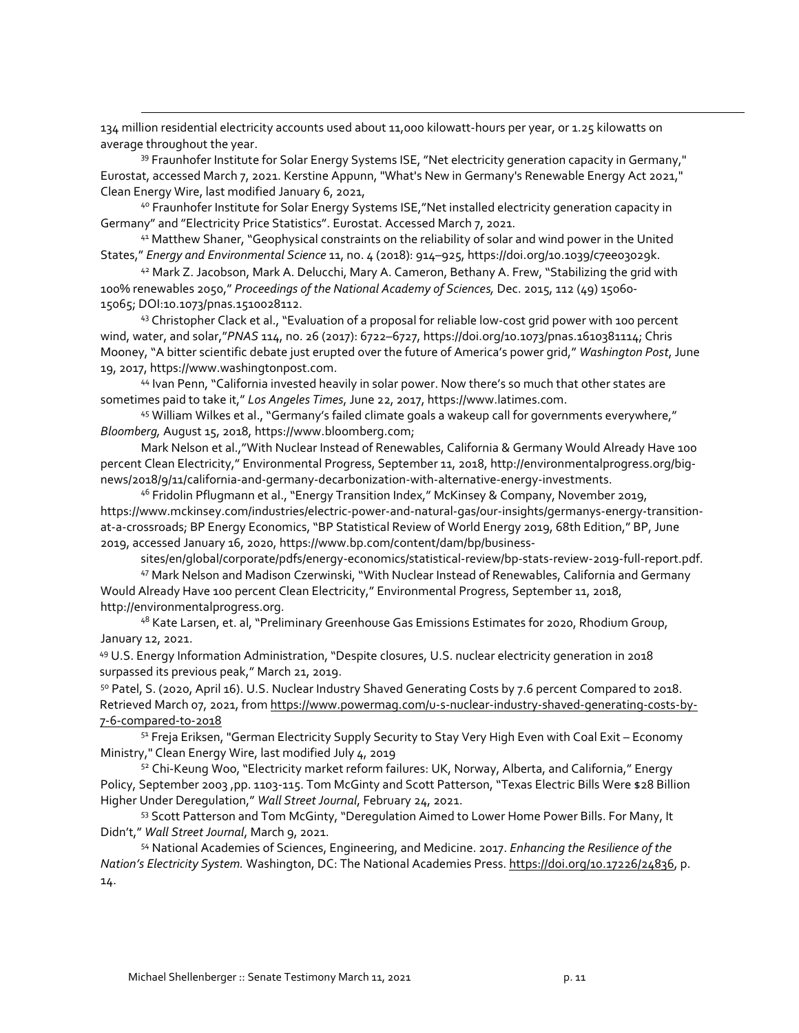134 million residential electricity accounts used about 11,000 kilowatt-hours per year, or 1.25 kilowatts on average throughout the year.

[39] Fraunhofer Institute for Solar Energy Systems ISE, "Net electricity generation capacity in Germany," Eurostat, accessed March 7, 2021. Kerstine Appunn, "What's New in Germany's Renewable Energy Act 2021," Clean Energy Wire, last modified January 6, 2021,

[40] Fraunhofer Institute for Solar Energy Systems ISE,"Net installed electricity generation capacity in Germany" and "Electricity Price Statistics". Eurostat. Accessed March 7, 2021.

[41] Matthew Shaner, "Geophysical constraints on the reliability of solar and wind power in the United States," *Energy and Environmental Science* 11, no. 4 (2018): 914–925, https://doi.org/10.1039/c7ee03029k.

[42] Mark Z. Jacobson, Mark A. Delucchi, Mary A. Cameron, Bethany A. Frew, "Stabilizing the grid with 100% renewables 2050," *Proceedings of the National Academy of Sciences,* Dec. 2015, 112 (49) 15060-15065; DOI:10.1073/pnas.1510028112.

[43] Christopher Clack et al., "Evaluation of a proposal for reliable low-cost grid power with 100 percent wind, water, and solar,"*PNAS* 114, no. 26 (2017): 6722–6727, https://doi.org/10.1073/pnas.1610381114; Chris Mooney, "A bitter scientific debate just erupted over the future of America's power grid," *Washington Post*, June 19, 2017, https://www.washingtonpost.com.

[44] Ivan Penn, "California invested heavily in solar power. Now there's so much that other states are sometimes paid to take it," *Los Angeles Times*, June 22, 2017, https://www.latimes.com.

[45] William Wilkes et al., "Germany's failed climate goals a wakeup call for governments everywhere," *Bloomberg,* August 15, 2018, https://www.bloomberg.com;

Mark Nelson et al.,"With Nuclear Instead of Renewables, California & Germany Would Already Have 100 percent Clean Electricity," Environmental Progress, September 11, 2018, http://environmentalprogress.org/big-news/2018/9/11/california-and-germany-decarbonization-with-alternative-energy-investments.

[46] Fridolin Pflugmann et al., "Energy Transition Index," McKinsey & Company, November 2019, https://www.mckinsey.com/industries/electric-power-and-natural-gas/our-insights/germanys-energy-transition-at-a-crossroads; BP Energy Economics, "BP Statistical Review of World Energy 2019, 68th Edition," BP, June 2019, accessed January 16, 2020, https://www.bp.com/content/dam/bp/business-sites/en/global/corporate/pdfs/energy-economics/statistical-review/bp-stats-review-2019-full-report.pdf.

[47] Mark Nelson and Madison Czerwinski, "With Nuclear Instead of Renewables, California and Germany Would Already Have 100 percent Clean Electricity," Environmental Progress, September 11, 2018, http://environmentalprogress.org.

[48] Kate Larsen, et. al, "Preliminary Greenhouse Gas Emissions Estimates for 2020, Rhodium Group, January 12, 2021.

[49] U.S. Energy Information Administration, "Despite closures, U.S. nuclear electricity generation in 2018 surpassed its previous peak," March 21, 2019.

[50] Patel, S. (2020, April 16). U.S. Nuclear Industry Shaved Generating Costs by 7.6 percent Compared to 2018. Retrieved March 07, 2021, from https://www.powermag.com/u-s-nuclear-industry-shaved-generating-costs-by-7-6-compared-to-2018

[51] Freja Eriksen, "German Electricity Supply Security to Stay Very High Even with Coal Exit – Economy Ministry," Clean Energy Wire, last modified July 4, 2019

[52] Chi-Keung Woo, "Electricity market reform failures: UK, Norway, Alberta, and California," Energy Policy, September 2003 ,pp. 1103-115. Tom McGinty and Scott Patterson, "Texas Electric Bills Were $28 Billion Higher Under Deregulation," *Wall Street Journal*, February 24, 2021.

[53] Scott Patterson and Tom McGinty, "Deregulation Aimed to Lower Home Power Bills. For Many, It Didn't," *Wall Street Journal*, March 9, 2021.

[54] National Academies of Sciences, Engineering, and Medicine. 2017. *Enhancing the Resilience of the Nation's Electricity System.* Washington, DC: The National Academies Press. https://doi.org/10.17226/24836, p. 14.